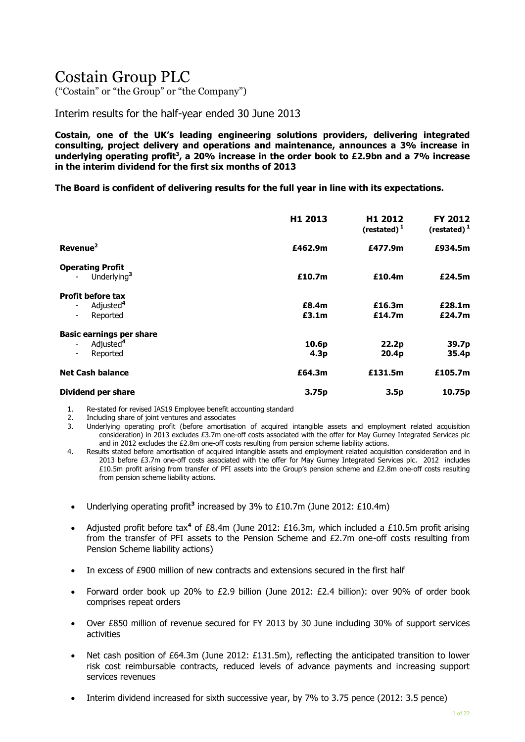# Costain Group PLC

("Costain" or "the Group" or "the Company")

## Interim results for the half-year ended 30 June 2013

**Costain, one of the UK's leading engineering solutions providers, delivering integrated consulting, project delivery and operations and maintenance, announces a 3% increase in underlying operating profit[3], a 20% increase in the order book to £2.9bn and a 7% increase in the interim dividend for the first six months of 2013**

**The Board is confident of delivering results for the full year in line with its expectations.**

| | H1 2013 | H1 2012 (restated) [1] | FY 2012 (restated) [1] |
|---|---|---|---|
| **Revenue[2]** | **£462.9m** | **£477.9m** | **£934.5m** |
| **Operating Profit** | | | |
| - Underlying[3] | **£10.7m** | **£10.4m** | **£24.5m** |
| **Profit before tax** | | | |
| - Adjusted[4] | **£8.4m** | **£16.3m** | **£28.1m** |
| - Reported | **£3.1m** | **£14.7m** | **£24.7m** |
| **Basic earnings per share** | | | |
| - Adjusted[4] | **10.6p** | **22.2p** | **39.7p** |
| - Reported | **4.3p** | **20.4p** | **35.4p** |
| **Net Cash balance** | **£64.3m** | **£131.5m** | **£105.7m** |
| **Dividend per share** | **3.75p** | **3.5p** | **10.75p** |

1. Re-stated for revised IAS19 Employee benefit accounting standard
2. Including share of joint ventures and associates
3. Underlying operating profit (before amortisation of acquired intangible assets and employment related acquisition consideration) in 2013 excludes £3.7m one-off costs associated with the offer for May Gurney Integrated Services plc and in 2012 excludes the £2.8m one-off costs resulting from pension scheme liability actions.
4. Results stated before amortisation of acquired intangible assets and employment related acquisition consideration and in 2013 before £3.7m one-off costs associated with the offer for May Gurney Integrated Services plc. 2012 includes £10.5m profit arising from transfer of PFI assets into the Group's pension scheme and £2.8m one-off costs resulting from pension scheme liability actions.

- Underlying operating profit[3] increased by 3% to £10.7m (June 2012: £10.4m)
- Adjusted profit before tax[4] of £8.4m (June 2012: £16.3m, which included a £10.5m profit arising from the transfer of PFI assets to the Pension Scheme and £2.7m one-off costs resulting from Pension Scheme liability actions)
- In excess of £900 million of new contracts and extensions secured in the first half
- Forward order book up 20% to £2.9 billion (June 2012: £2.4 billion): over 90% of order book comprises repeat orders
- Over £850 million of revenue secured for FY 2013 by 30 June including 30% of support services activities
- Net cash position of £64.3m (June 2012: £131.5m), reflecting the anticipated transition to lower risk cost reimbursable contracts, reduced levels of advance payments and increasing support services revenues
- Interim dividend increased for sixth successive year, by 7% to 3.75 pence (2012: 3.5 pence)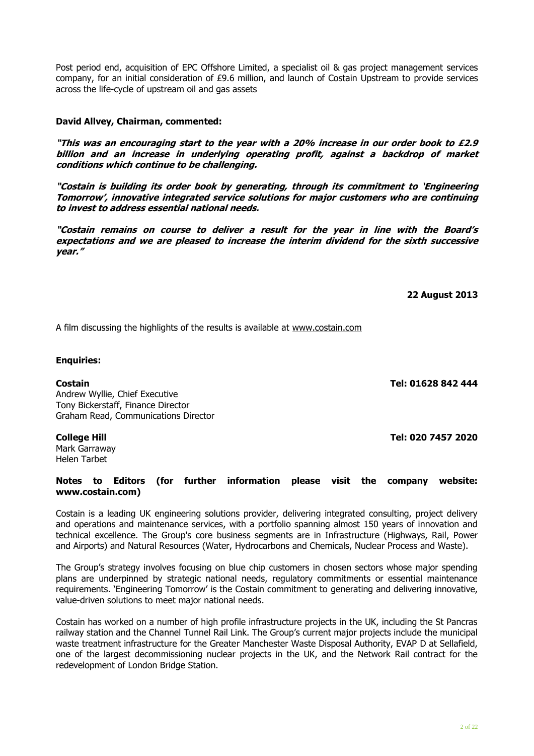Post period end, acquisition of EPC Offshore Limited, a specialist oil & gas project management services company, for an initial consideration of £9.6 million, and launch of Costain Upstream to provide services across the life-cycle of upstream oil and gas assets

**David Allvey, Chairman, commented:**

***"This was an encouraging start to the year with a 20% increase in our order book to £2.9 billion and an increase in underlying operating profit, against a backdrop of market conditions which continue to be challenging.***

***"Costain is building its order book by generating, through its commitment to 'Engineering Tomorrow', innovative integrated service solutions for major customers who are continuing to invest to address essential national needs.***

***"Costain remains on course to deliver a result for the year in line with the Board's expectations and we are pleased to increase the interim dividend for the sixth successive year."***

**22 August 2013**

A film discussing the highlights of the results is available at www.costain.com

**Enquiries:**

**Costain** — **Tel: 01628 842 444**
Andrew Wyllie, Chief Executive
Tony Bickerstaff, Finance Director
Graham Read, Communications Director

**College Hill** — **Tel: 020 7457 2020**
Mark Garraway
Helen Tarbet

**Notes to Editors (for further information please visit the company website: www.costain.com)**

Costain is a leading UK engineering solutions provider, delivering integrated consulting, project delivery and operations and maintenance services, with a portfolio spanning almost 150 years of innovation and technical excellence. The Group's core business segments are in Infrastructure (Highways, Rail, Power and Airports) and Natural Resources (Water, Hydrocarbons and Chemicals, Nuclear Process and Waste).

The Group's strategy involves focusing on blue chip customers in chosen sectors whose major spending plans are underpinned by strategic national needs, regulatory commitments or essential maintenance requirements. 'Engineering Tomorrow' is the Costain commitment to generating and delivering innovative, value-driven solutions to meet major national needs.

Costain has worked on a number of high profile infrastructure projects in the UK, including the St Pancras railway station and the Channel Tunnel Rail Link. The Group's current major projects include the municipal waste treatment infrastructure for the Greater Manchester Waste Disposal Authority, EVAP D at Sellafield, one of the largest decommissioning nuclear projects in the UK, and the Network Rail contract for the redevelopment of London Bridge Station.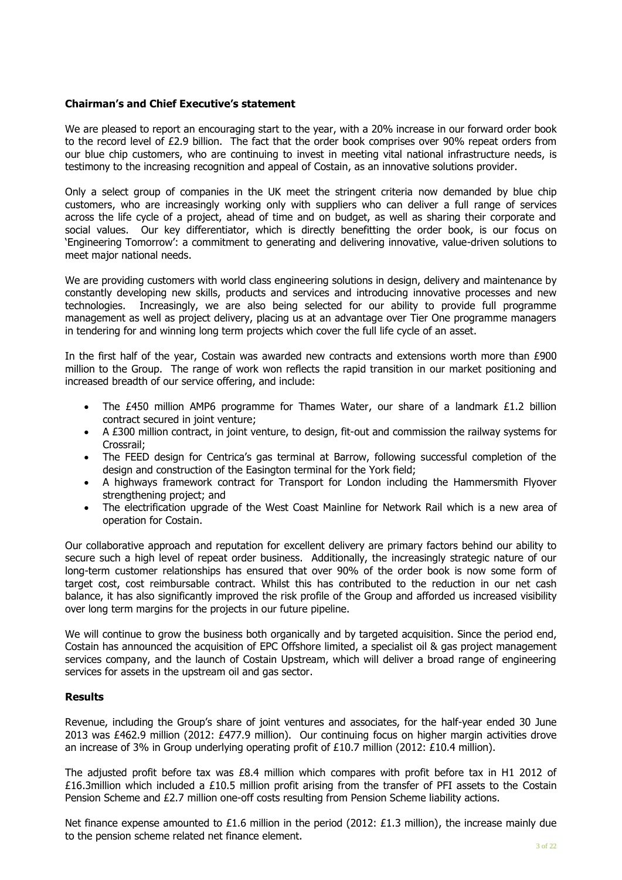## Chairman's and Chief Executive's statement

We are pleased to report an encouraging start to the year, with a 20% increase in our forward order book to the record level of £2.9 billion. The fact that the order book comprises over 90% repeat orders from our blue chip customers, who are continuing to invest in meeting vital national infrastructure needs, is testimony to the increasing recognition and appeal of Costain, as an innovative solutions provider.

Only a select group of companies in the UK meet the stringent criteria now demanded by blue chip customers, who are increasingly working only with suppliers who can deliver a full range of services across the life cycle of a project, ahead of time and on budget, as well as sharing their corporate and social values. Our key differentiator, which is directly benefitting the order book, is our focus on 'Engineering Tomorrow': a commitment to generating and delivering innovative, value-driven solutions to meet major national needs.

We are providing customers with world class engineering solutions in design, delivery and maintenance by constantly developing new skills, products and services and introducing innovative processes and new technologies. Increasingly, we are also being selected for our ability to provide full programme management as well as project delivery, placing us at an advantage over Tier One programme managers in tendering for and winning long term projects which cover the full life cycle of an asset.

In the first half of the year, Costain was awarded new contracts and extensions worth more than £900 million to the Group. The range of work won reflects the rapid transition in our market positioning and increased breadth of our service offering, and include:

- The £450 million AMP6 programme for Thames Water, our share of a landmark £1.2 billion contract secured in joint venture;
- A £300 million contract, in joint venture, to design, fit-out and commission the railway systems for Crossrail;
- The FEED design for Centrica's gas terminal at Barrow, following successful completion of the design and construction of the Easington terminal for the York field;
- A highways framework contract for Transport for London including the Hammersmith Flyover strengthening project; and
- The electrification upgrade of the West Coast Mainline for Network Rail which is a new area of operation for Costain.

Our collaborative approach and reputation for excellent delivery are primary factors behind our ability to secure such a high level of repeat order business. Additionally, the increasingly strategic nature of our long-term customer relationships has ensured that over 90% of the order book is now some form of target cost, cost reimbursable contract. Whilst this has contributed to the reduction in our net cash balance, it has also significantly improved the risk profile of the Group and afforded us increased visibility over long term margins for the projects in our future pipeline.

We will continue to grow the business both organically and by targeted acquisition. Since the period end, Costain has announced the acquisition of EPC Offshore limited, a specialist oil & gas project management services company, and the launch of Costain Upstream, which will deliver a broad range of engineering services for assets in the upstream oil and gas sector.

## Results

Revenue, including the Group's share of joint ventures and associates, for the half-year ended 30 June 2013 was £462.9 million (2012: £477.9 million). Our continuing focus on higher margin activities drove an increase of 3% in Group underlying operating profit of £10.7 million (2012: £10.4 million).

The adjusted profit before tax was £8.4 million which compares with profit before tax in H1 2012 of £16.3million which included a £10.5 million profit arising from the transfer of PFI assets to the Costain Pension Scheme and £2.7 million one-off costs resulting from Pension Scheme liability actions.

Net finance expense amounted to £1.6 million in the period (2012: £1.3 million), the increase mainly due to the pension scheme related net finance element.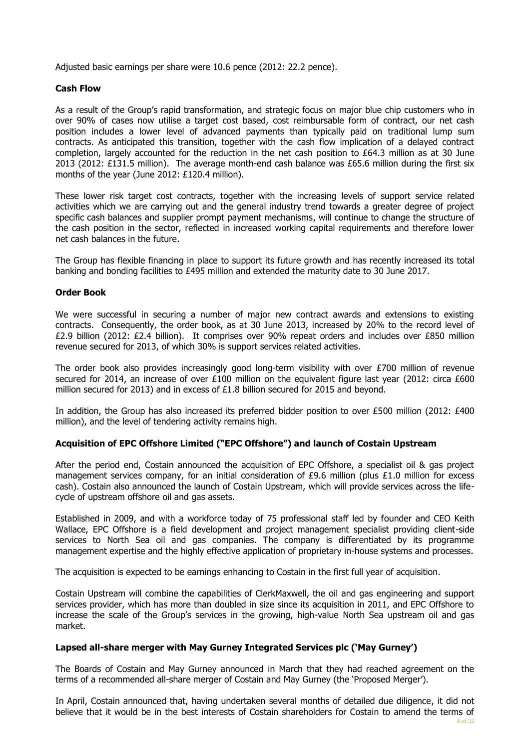Adjusted basic earnings per share were 10.6 pence (2012: 22.2 pence).

### Cash Flow

As a result of the Group's rapid transformation, and strategic focus on major blue chip customers who in over 90% of cases now utilise a target cost based, cost reimbursable form of contract, our net cash position includes a lower level of advanced payments than typically paid on traditional lump sum contracts. As anticipated this transition, together with the cash flow implication of a delayed contract completion, largely accounted for the reduction in the net cash position to £64.3 million as at 30 June 2013 (2012: £131.5 million). The average month-end cash balance was £65.6 million during the first six months of the year (June 2012: £120.4 million).

These lower risk target cost contracts, together with the increasing levels of support service related activities which we are carrying out and the general industry trend towards a greater degree of project specific cash balances and supplier prompt payment mechanisms, will continue to change the structure of the cash position in the sector, reflected in increased working capital requirements and therefore lower net cash balances in the future.

The Group has flexible financing in place to support its future growth and has recently increased its total banking and bonding facilities to £495 million and extended the maturity date to 30 June 2017.

### Order Book

We were successful in securing a number of major new contract awards and extensions to existing contracts. Consequently, the order book, as at 30 June 2013, increased by 20% to the record level of £2.9 billion (2012: £2.4 billion). It comprises over 90% repeat orders and includes over £850 million revenue secured for 2013, of which 30% is support services related activities.

The order book also provides increasingly good long-term visibility with over £700 million of revenue secured for 2014, an increase of over £100 million on the equivalent figure last year (2012: circa £600 million secured for 2013) and in excess of £1.8 billion secured for 2015 and beyond.

In addition, the Group has also increased its preferred bidder position to over £500 million (2012: £400 million), and the level of tendering activity remains high.

### Acquisition of EPC Offshore Limited ("EPC Offshore") and launch of Costain Upstream

After the period end, Costain announced the acquisition of EPC Offshore, a specialist oil & gas project management services company, for an initial consideration of £9.6 million (plus £1.0 million for excess cash). Costain also announced the launch of Costain Upstream, which will provide services across the life-cycle of upstream offshore oil and gas assets.

Established in 2009, and with a workforce today of 75 professional staff led by founder and CEO Keith Wallace, EPC Offshore is a field development and project management specialist providing client-side services to North Sea oil and gas companies. The company is differentiated by its programme management expertise and the highly effective application of proprietary in-house systems and processes.

The acquisition is expected to be earnings enhancing to Costain in the first full year of acquisition.

Costain Upstream will combine the capabilities of ClerkMaxwell, the oil and gas engineering and support services provider, which has more than doubled in size since its acquisition in 2011, and EPC Offshore to increase the scale of the Group's services in the growing, high-value North Sea upstream oil and gas market.

### Lapsed all-share merger with May Gurney Integrated Services plc ('May Gurney')

The Boards of Costain and May Gurney announced in March that they had reached agreement on the terms of a recommended all-share merger of Costain and May Gurney (the 'Proposed Merger').

In April, Costain announced that, having undertaken several months of detailed due diligence, it did not believe that it would be in the best interests of Costain shareholders for Costain to amend the terms of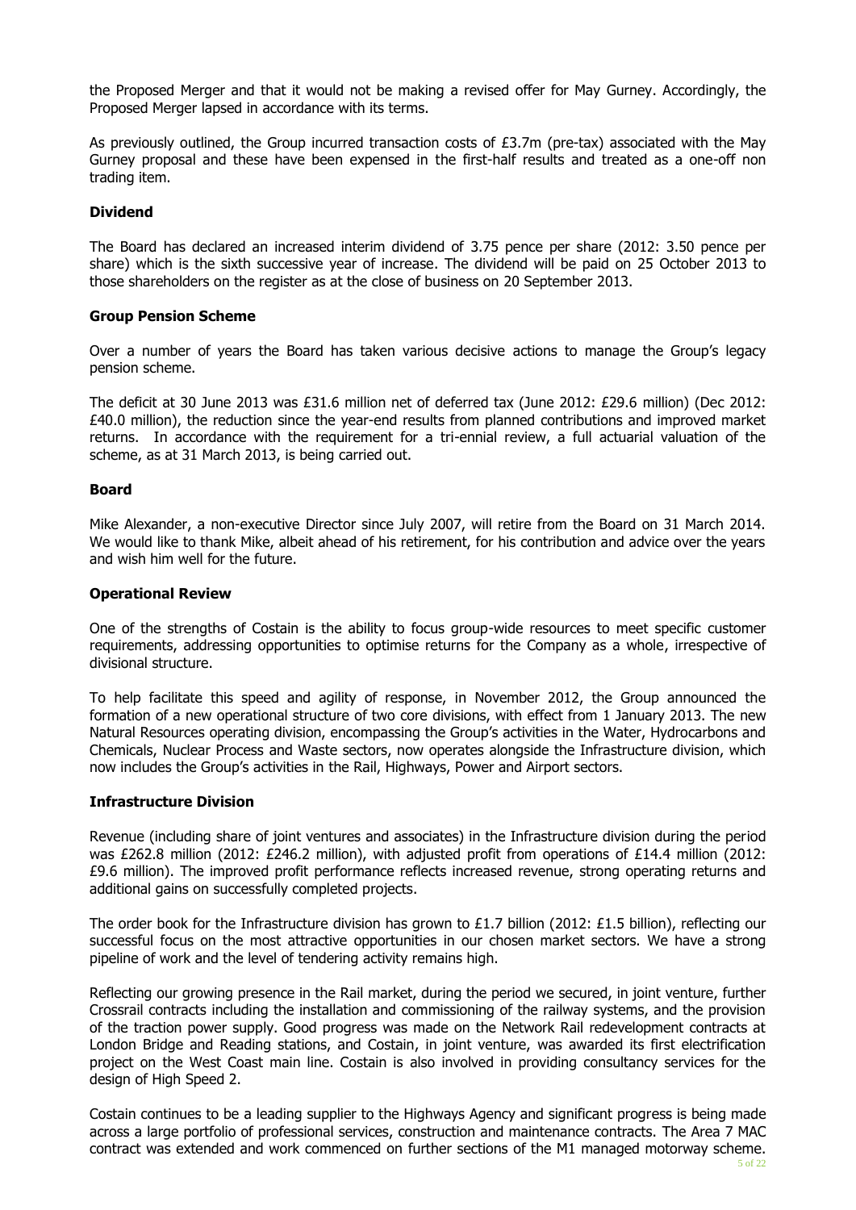the Proposed Merger and that it would not be making a revised offer for May Gurney. Accordingly, the Proposed Merger lapsed in accordance with its terms.

As previously outlined, the Group incurred transaction costs of £3.7m (pre-tax) associated with the May Gurney proposal and these have been expensed in the first-half results and treated as a one-off non trading item.

**Dividend**

The Board has declared an increased interim dividend of 3.75 pence per share (2012: 3.50 pence per share) which is the sixth successive year of increase. The dividend will be paid on 25 October 2013 to those shareholders on the register as at the close of business on 20 September 2013.

**Group Pension Scheme**

Over a number of years the Board has taken various decisive actions to manage the Group's legacy pension scheme.

The deficit at 30 June 2013 was £31.6 million net of deferred tax (June 2012: £29.6 million) (Dec 2012: £40.0 million), the reduction since the year-end results from planned contributions and improved market returns. In accordance with the requirement for a tri-ennial review, a full actuarial valuation of the scheme, as at 31 March 2013, is being carried out.

**Board**

Mike Alexander, a non-executive Director since July 2007, will retire from the Board on 31 March 2014. We would like to thank Mike, albeit ahead of his retirement, for his contribution and advice over the years and wish him well for the future.

**Operational Review**

One of the strengths of Costain is the ability to focus group-wide resources to meet specific customer requirements, addressing opportunities to optimise returns for the Company as a whole, irrespective of divisional structure.

To help facilitate this speed and agility of response, in November 2012, the Group announced the formation of a new operational structure of two core divisions, with effect from 1 January 2013. The new Natural Resources operating division, encompassing the Group's activities in the Water, Hydrocarbons and Chemicals, Nuclear Process and Waste sectors, now operates alongside the Infrastructure division, which now includes the Group's activities in the Rail, Highways, Power and Airport sectors.

**Infrastructure Division**

Revenue (including share of joint ventures and associates) in the Infrastructure division during the period was £262.8 million (2012: £246.2 million), with adjusted profit from operations of £14.4 million (2012: £9.6 million). The improved profit performance reflects increased revenue, strong operating returns and additional gains on successfully completed projects.

The order book for the Infrastructure division has grown to £1.7 billion (2012: £1.5 billion), reflecting our successful focus on the most attractive opportunities in our chosen market sectors. We have a strong pipeline of work and the level of tendering activity remains high.

Reflecting our growing presence in the Rail market, during the period we secured, in joint venture, further Crossrail contracts including the installation and commissioning of the railway systems, and the provision of the traction power supply. Good progress was made on the Network Rail redevelopment contracts at London Bridge and Reading stations, and Costain, in joint venture, was awarded its first electrification project on the West Coast main line. Costain is also involved in providing consultancy services for the design of High Speed 2.

Costain continues to be a leading supplier to the Highways Agency and significant progress is being made across a large portfolio of professional services, construction and maintenance contracts. The Area 7 MAC contract was extended and work commenced on further sections of the M1 managed motorway scheme.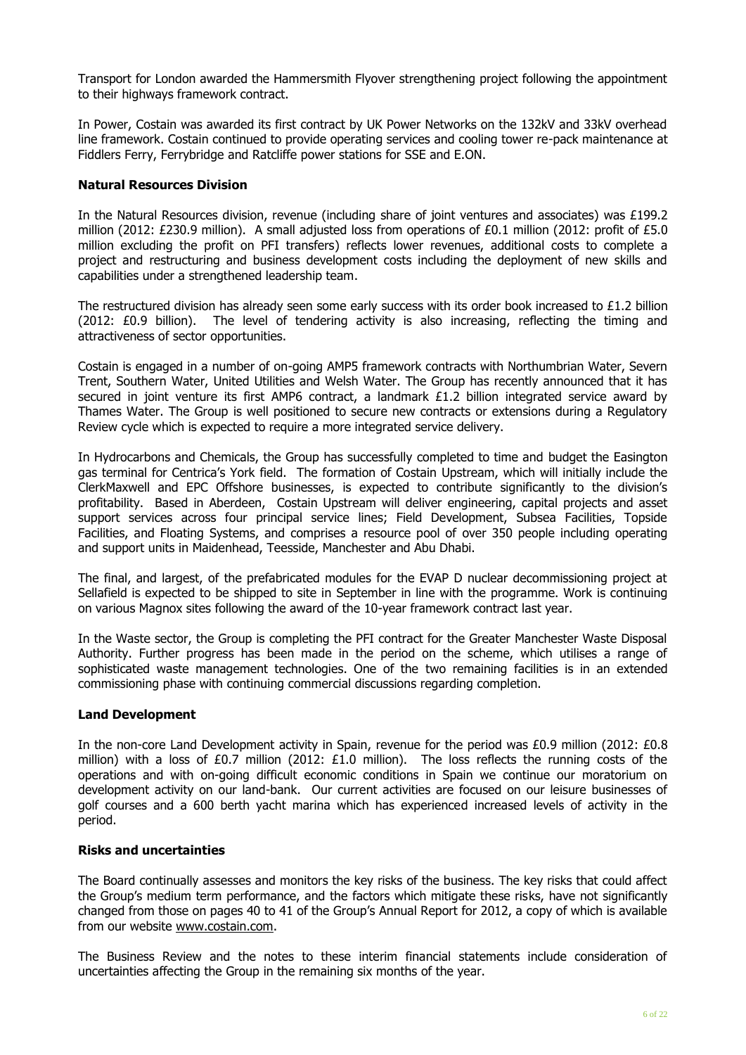Transport for London awarded the Hammersmith Flyover strengthening project following the appointment to their highways framework contract.

In Power, Costain was awarded its first contract by UK Power Networks on the 132kV and 33kV overhead line framework. Costain continued to provide operating services and cooling tower re-pack maintenance at Fiddlers Ferry, Ferrybridge and Ratcliffe power stations for SSE and E.ON.

### Natural Resources Division

In the Natural Resources division, revenue (including share of joint ventures and associates) was £199.2 million (2012: £230.9 million). A small adjusted loss from operations of £0.1 million (2012: profit of £5.0 million excluding the profit on PFI transfers) reflects lower revenues, additional costs to complete a project and restructuring and business development costs including the deployment of new skills and capabilities under a strengthened leadership team.

The restructured division has already seen some early success with its order book increased to £1.2 billion (2012: £0.9 billion). The level of tendering activity is also increasing, reflecting the timing and attractiveness of sector opportunities.

Costain is engaged in a number of on-going AMP5 framework contracts with Northumbrian Water, Severn Trent, Southern Water, United Utilities and Welsh Water. The Group has recently announced that it has secured in joint venture its first AMP6 contract, a landmark £1.2 billion integrated service award by Thames Water. The Group is well positioned to secure new contracts or extensions during a Regulatory Review cycle which is expected to require a more integrated service delivery.

In Hydrocarbons and Chemicals, the Group has successfully completed to time and budget the Easington gas terminal for Centrica's York field. The formation of Costain Upstream, which will initially include the ClerkMaxwell and EPC Offshore businesses, is expected to contribute significantly to the division's profitability. Based in Aberdeen, Costain Upstream will deliver engineering, capital projects and asset support services across four principal service lines; Field Development, Subsea Facilities, Topside Facilities, and Floating Systems, and comprises a resource pool of over 350 people including operating and support units in Maidenhead, Teesside, Manchester and Abu Dhabi.

The final, and largest, of the prefabricated modules for the EVAP D nuclear decommissioning project at Sellafield is expected to be shipped to site in September in line with the programme. Work is continuing on various Magnox sites following the award of the 10-year framework contract last year.

In the Waste sector, the Group is completing the PFI contract for the Greater Manchester Waste Disposal Authority. Further progress has been made in the period on the scheme, which utilises a range of sophisticated waste management technologies. One of the two remaining facilities is in an extended commissioning phase with continuing commercial discussions regarding completion.

### Land Development

In the non-core Land Development activity in Spain, revenue for the period was £0.9 million (2012: £0.8 million) with a loss of £0.7 million (2012: £1.0 million). The loss reflects the running costs of the operations and with on-going difficult economic conditions in Spain we continue our moratorium on development activity on our land-bank. Our current activities are focused on our leisure businesses of golf courses and a 600 berth yacht marina which has experienced increased levels of activity in the period.

### Risks and uncertainties

The Board continually assesses and monitors the key risks of the business. The key risks that could affect the Group's medium term performance, and the factors which mitigate these risks, have not significantly changed from those on pages 40 to 41 of the Group's Annual Report for 2012, a copy of which is available from our website www.costain.com.

The Business Review and the notes to these interim financial statements include consideration of uncertainties affecting the Group in the remaining six months of the year.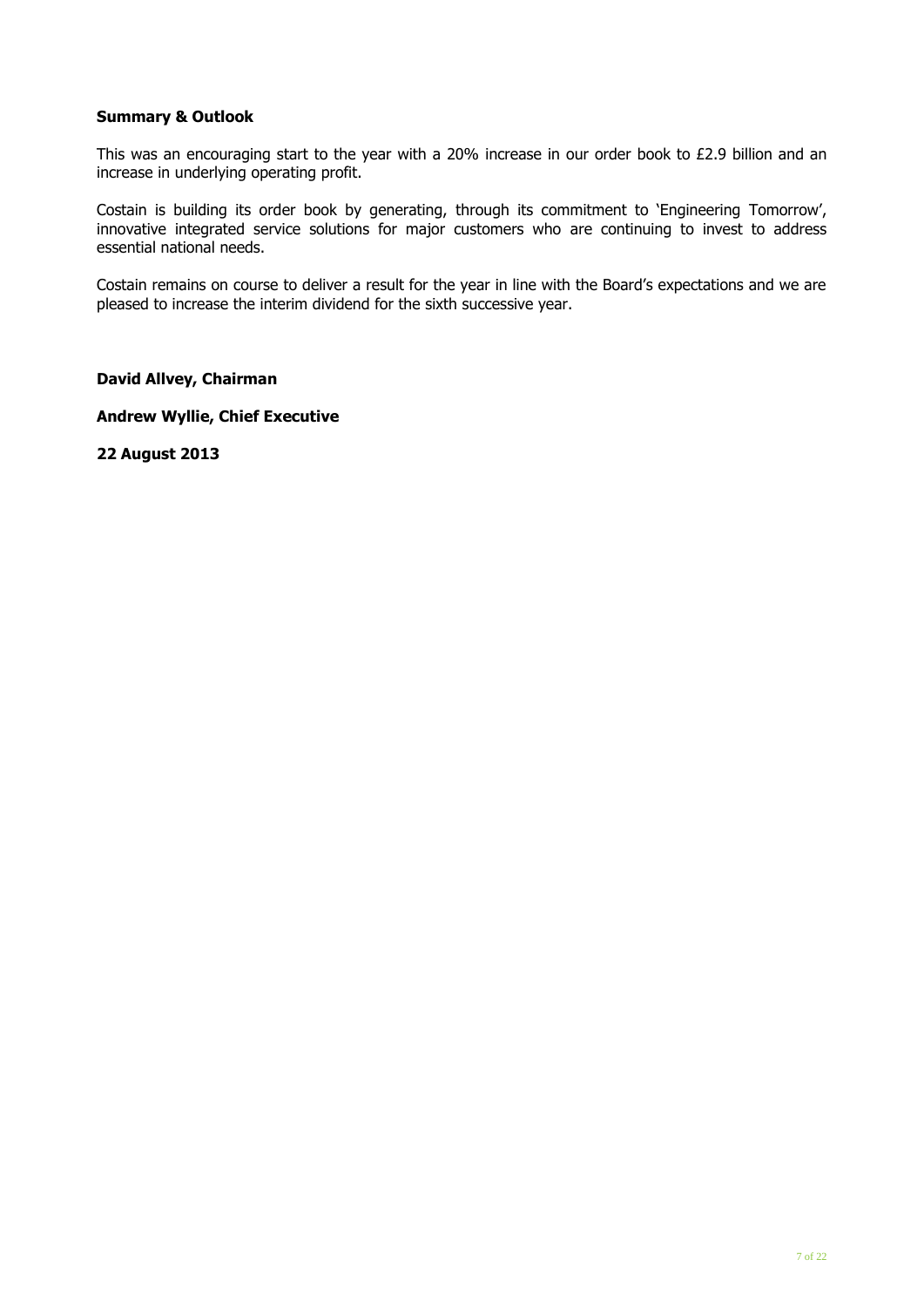**Summary & Outlook**

This was an encouraging start to the year with a 20% increase in our order book to £2.9 billion and an increase in underlying operating profit.

Costain is building its order book by generating, through its commitment to 'Engineering Tomorrow', innovative integrated service solutions for major customers who are continuing to invest to address essential national needs.

Costain remains on course to deliver a result for the year in line with the Board's expectations and we are pleased to increase the interim dividend for the sixth successive year.

**David Allvey, Chairman**

**Andrew Wyllie, Chief Executive**

**22 August 2013**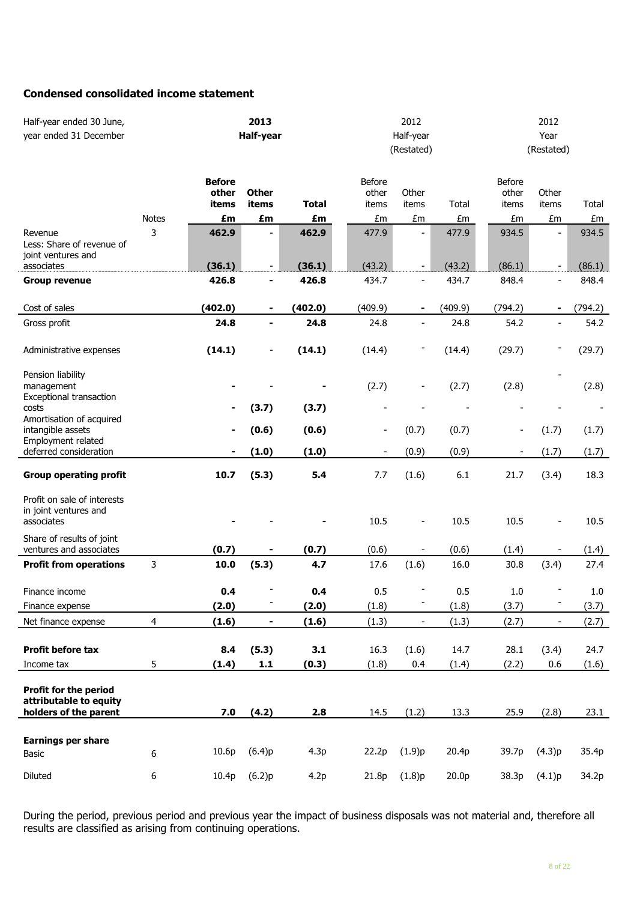## Condensed consolidated income statement

| Half-year ended 30 June, year ended 31 December | | 2013 Half-year | | | 2012 Half-year (Restated) | | | 2012 Year (Restated) | | |
|---|---|---|---|---|---|---|---|---|---|---|
| | | **Before other items** | **Other items** | **Total** | Before other items | Other items | Total | Before other items | Other items | Total |
| | Notes | **£m** | **£m** | **£m** | £m | £m | £m | £m | £m | £m |
| Revenue | 3 | **462.9** | - | **462.9** | 477.9 | - | 477.9 | 934.5 | - | 934.5 |
| Less: Share of revenue of joint ventures and associates | | **(36.1)** | - | **(36.1)** | (43.2) | - | (43.2) | (86.1) | - | (86.1) |
| **Group revenue** | | **426.8** | **-** | **426.8** | 434.7 | - | 434.7 | 848.4 | - | 848.4 |
| Cost of sales | | **(402.0)** | **-** | **(402.0)** | (409.9) | - | (409.9) | (794.2) | - | (794.2) |
| Gross profit | | **24.8** | **-** | **24.8** | 24.8 | - | 24.8 | 54.2 | - | 54.2 |
| Administrative expenses | | **(14.1)** | - | **(14.1)** | (14.4) | - | (14.4) | (29.7) | - | (29.7) |
| Pension liability management | | **-** | - | **-** | (2.7) | - | (2.7) | (2.8) | - | (2.8) |
| Exceptional transaction costs | | **-** | **(3.7)** | **(3.7)** | - | - | - | - | - | - |
| Amortisation of acquired intangible assets | | **-** | **(0.6)** | **(0.6)** | - | (0.7) | (0.7) | - | (1.7) | (1.7) |
| Employment related deferred consideration | | **-** | **(1.0)** | **(1.0)** | - | (0.9) | (0.9) | - | (1.7) | (1.7) |
| **Group operating profit** | | **10.7** | **(5.3)** | **5.4** | 7.7 | (1.6) | 6.1 | 21.7 | (3.4) | 18.3 |
| Profit on sale of interests in joint ventures and associates | | **-** | - | **-** | 10.5 | - | 10.5 | 10.5 | - | 10.5 |
| Share of results of joint ventures and associates | | **(0.7)** | **-** | **(0.7)** | (0.6) | - | (0.6) | (1.4) | - | (1.4) |
| **Profit from operations** | 3 | **10.0** | **(5.3)** | **4.7** | 17.6 | (1.6) | 16.0 | 30.8 | (3.4) | 27.4 |
| Finance income | | **0.4** | - | **0.4** | 0.5 | - | 0.5 | 1.0 | - | 1.0 |
| Finance expense | | **(2.0)** | - | **(2.0)** | (1.8) | - | (1.8) | (3.7) | - | (3.7) |
| Net finance expense | 4 | **(1.6)** | **-** | **(1.6)** | (1.3) | - | (1.3) | (2.7) | - | (2.7) |
| **Profit before tax** | | **8.4** | **(5.3)** | **3.1** | 16.3 | (1.6) | 14.7 | 28.1 | (3.4) | 24.7 |
| Income tax | 5 | **(1.4)** | **1.1** | **(0.3)** | (1.8) | 0.4 | (1.4) | (2.2) | 0.6 | (1.6) |
| **Profit for the period attributable to equity holders of the parent** | | **7.0** | **(4.2)** | **2.8** | 14.5 | (1.2) | 13.3 | 25.9 | (2.8) | 23.1 |
| **Earnings per share** | | | | | | | | | | |
| Basic | 6 | 10.6p | (6.4)p | 4.3p | 22.2p | (1.9)p | 20.4p | 39.7p | (4.3)p | 35.4p |
| Diluted | 6 | 10.4p | (6.2)p | 4.2p | 21.8p | (1.8)p | 20.0p | 38.3p | (4.1)p | 34.2p |

During the period, previous period and previous year the impact of business disposals was not material and, therefore all results are classified as arising from continuing operations.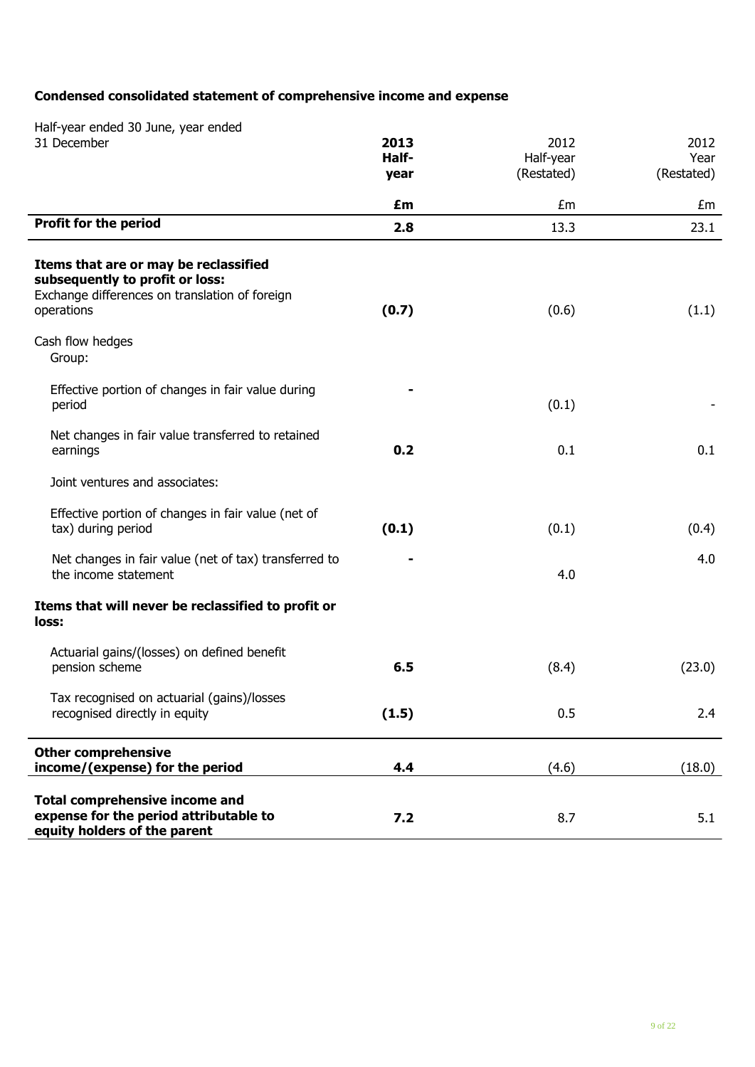**Condensed consolidated statement of comprehensive income and expense**

| Half-year ended 30 June, year ended 31 December | **2013 Half-year** | 2012 Half-year (Restated) | 2012 Year (Restated) |
|---|---|---|---|
| | **£m** | £m | £m |
| **Profit for the period** | **2.8** | 13.3 | 23.1 |
| **Items that are or may be reclassified subsequently to profit or loss:** | | | |
| Exchange differences on translation of foreign operations | **(0.7)** | (0.6) | (1.1) |
| Cash flow hedges | | | |
| Group: | | | |
| Effective portion of changes in fair value during period | **-** | (0.1) | - |
| Net changes in fair value transferred to retained earnings | **0.2** | 0.1 | 0.1 |
| Joint ventures and associates: | | | |
| Effective portion of changes in fair value (net of tax) during period | **(0.1)** | (0.1) | (0.4) |
| Net changes in fair value (net of tax) transferred to the income statement | **-** | 4.0 | 4.0 |
| **Items that will never be reclassified to profit or loss:** | | | |
| Actuarial gains/(losses) on defined benefit pension scheme | **6.5** | (8.4) | (23.0) |
| Tax recognised on actuarial (gains)/losses recognised directly in equity | **(1.5)** | 0.5 | 2.4 |
| **Other comprehensive income/(expense) for the period** | **4.4** | (4.6) | (18.0) |
| **Total comprehensive income and expense for the period attributable to equity holders of the parent** | **7.2** | 8.7 | 5.1 |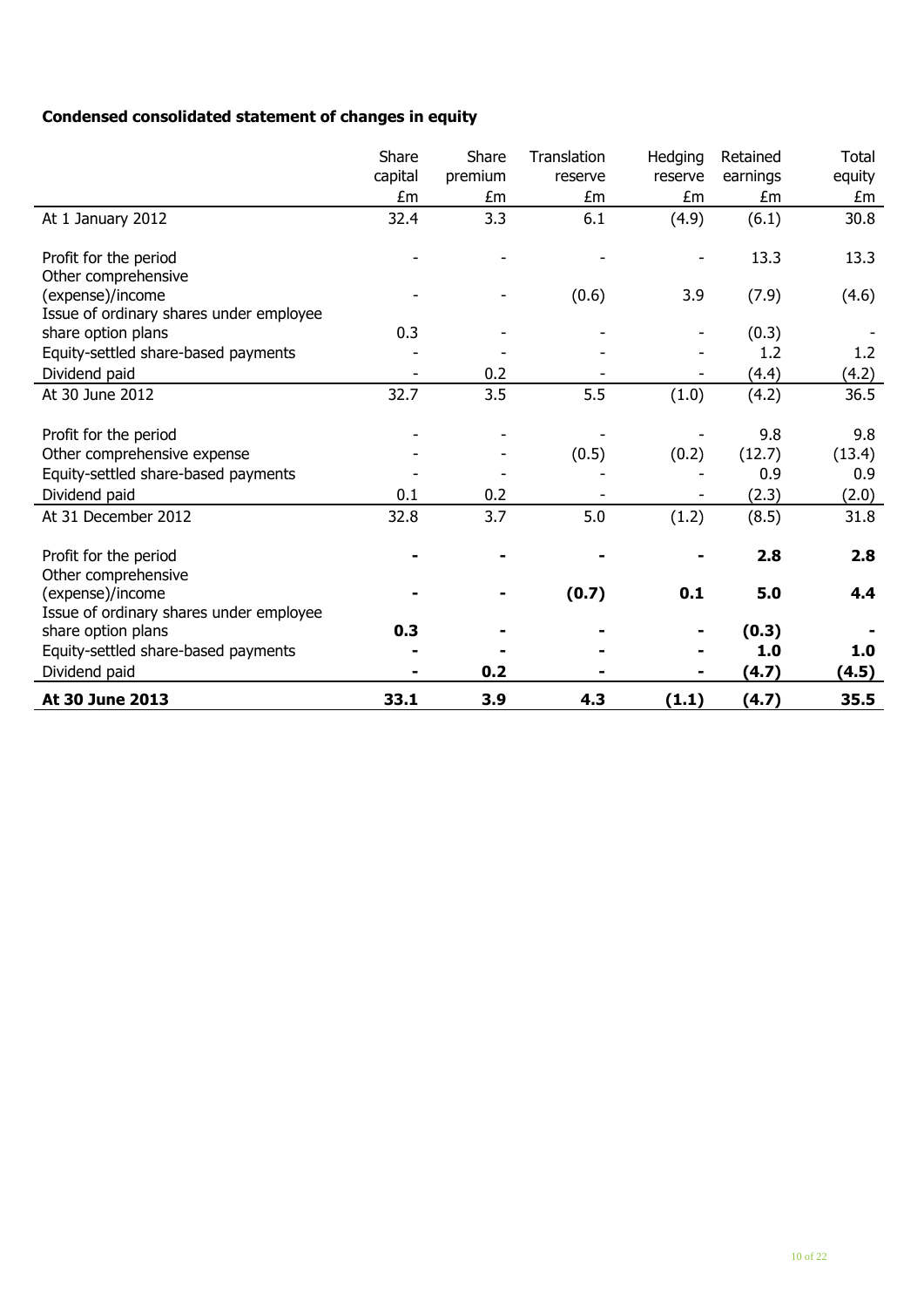**Condensed consolidated statement of changes in equity**

| | Share capital £m | Share premium £m | Translation reserve £m | Hedging reserve £m | Retained earnings £m | Total equity £m |
|---|---|---|---|---|---|---|
| At 1 January 2012 | 32.4 | 3.3 | 6.1 | (4.9) | (6.1) | 30.8 |
| Profit for the period | - | - | - | - | 13.3 | 13.3 |
| Other comprehensive (expense)/income | - | - | (0.6) | 3.9 | (7.9) | (4.6) |
| Issue of ordinary shares under employee share option plans | 0.3 | - | - | - | (0.3) | - |
| Equity-settled share-based payments | - | - | - | - | 1.2 | 1.2 |
| Dividend paid | - | 0.2 | - | - | (4.4) | (4.2) |
| At 30 June 2012 | 32.7 | 3.5 | 5.5 | (1.0) | (4.2) | 36.5 |
| Profit for the period | - | - | - | - | 9.8 | 9.8 |
| Other comprehensive expense | - | - | (0.5) | (0.2) | (12.7) | (13.4) |
| Equity-settled share-based payments | - | - | - | - | 0.9 | 0.9 |
| Dividend paid | 0.1 | 0.2 | - | - | (2.3) | (2.0) |
| At 31 December 2012 | 32.8 | 3.7 | 5.0 | (1.2) | (8.5) | 31.8 |
| Profit for the period | **-** | **-** | **-** | **-** | **2.8** | **2.8** |
| Other comprehensive (expense)/income | **-** | **-** | **(0.7)** | **0.1** | **5.0** | **4.4** |
| Issue of ordinary shares under employee share option plans | **0.3** | **-** | **-** | **-** | **(0.3)** | **-** |
| Equity-settled share-based payments | **-** | **-** | **-** | **-** | **1.0** | **1.0** |
| Dividend paid | **-** | **0.2** | **-** | **-** | **(4.7)** | **(4.5)** |
| **At 30 June 2013** | **33.1** | **3.9** | **4.3** | **(1.1)** | **(4.7)** | **35.5** |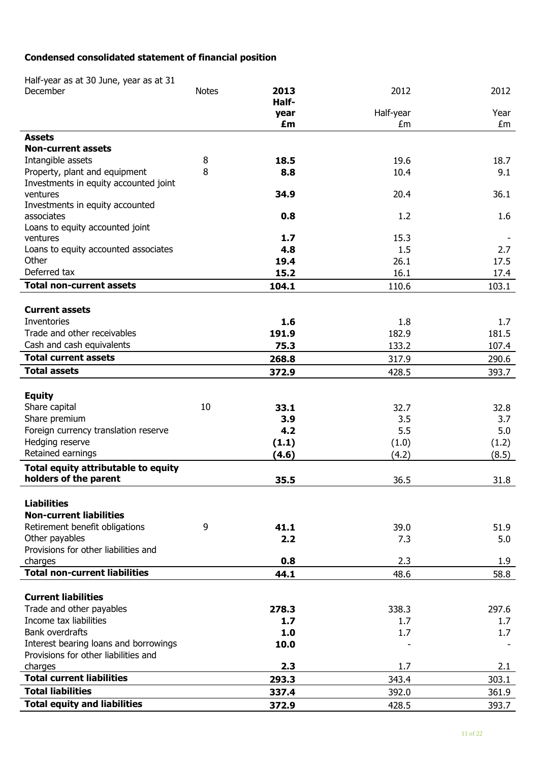**Condensed consolidated statement of financial position**

| Half-year as at 30 June, year as at 31 December | Notes | **2013 Half-year £m** | 2012 Half-year £m | 2012 Year £m |
|---|---|---|---|---|
| **Assets** | | | | |
| **Non-current assets** | | | | |
| Intangible assets | 8 | **18.5** | 19.6 | 18.7 |
| Property, plant and equipment | 8 | **8.8** | 10.4 | 9.1 |
| Investments in equity accounted joint ventures | | **34.9** | 20.4 | 36.1 |
| Investments in equity accounted associates | | **0.8** | 1.2 | 1.6 |
| Loans to equity accounted joint ventures | | **1.7** | 15.3 | - |
| Loans to equity accounted associates | | **4.8** | 1.5 | 2.7 |
| Other | | **19.4** | 26.1 | 17.5 |
| Deferred tax | | **15.2** | 16.1 | 17.4 |
| **Total non-current assets** | | **104.1** | 110.6 | 103.1 |
| | | | | |
| **Current assets** | | | | |
| Inventories | | **1.6** | 1.8 | 1.7 |
| Trade and other receivables | | **191.9** | 182.9 | 181.5 |
| Cash and cash equivalents | | **75.3** | 133.2 | 107.4 |
| **Total current assets** | | **268.8** | 317.9 | 290.6 |
| **Total assets** | | **372.9** | 428.5 | 393.7 |
| | | | | |
| **Equity** | | | | |
| Share capital | 10 | **33.1** | 32.7 | 32.8 |
| Share premium | | **3.9** | 3.5 | 3.7 |
| Foreign currency translation reserve | | **4.2** | 5.5 | 5.0 |
| Hedging reserve | | **(1.1)** | (1.0) | (1.2) |
| Retained earnings | | **(4.6)** | (4.2) | (8.5) |
| **Total equity attributable to equity holders of the parent** | | **35.5** | 36.5 | 31.8 |
| | | | | |
| **Liabilities** | | | | |
| **Non-current liabilities** | | | | |
| Retirement benefit obligations | 9 | **41.1** | 39.0 | 51.9 |
| Other payables | | **2.2** | 7.3 | 5.0 |
| Provisions for other liabilities and charges | | **0.8** | 2.3 | 1.9 |
| **Total non-current liabilities** | | **44.1** | 48.6 | 58.8 |
| | | | | |
| **Current liabilities** | | | | |
| Trade and other payables | | **278.3** | 338.3 | 297.6 |
| Income tax liabilities | | **1.7** | 1.7 | 1.7 |
| Bank overdrafts | | **1.0** | 1.7 | 1.7 |
| Interest bearing loans and borrowings | | **10.0** | - | - |
| Provisions for other liabilities and charges | | **2.3** | 1.7 | 2.1 |
| **Total current liabilities** | | **293.3** | 343.4 | 303.1 |
| **Total liabilities** | | **337.4** | 392.0 | 361.9 |
| **Total equity and liabilities** | | **372.9** | 428.5 | 393.7 |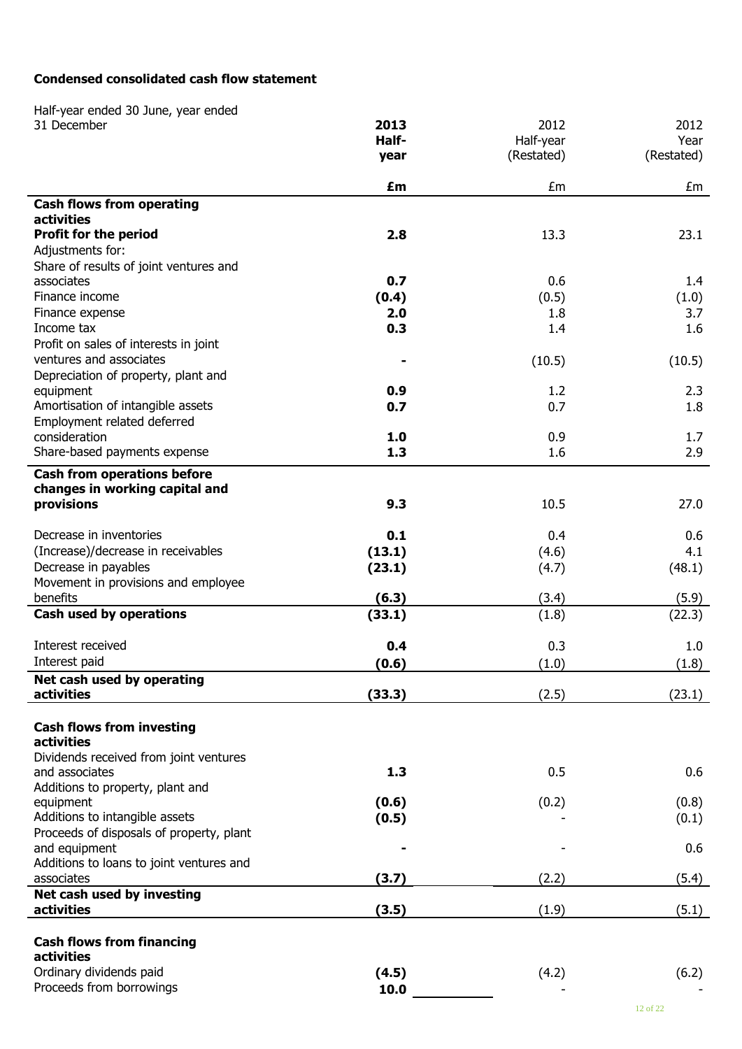**Condensed consolidated cash flow statement**

| Half-year ended 30 June, year ended 31 December | **2013 Half-year** | 2012 Half-year (Restated) | 2012 Year (Restated) |
|---|---|---|---|
| | **£m** | £m | £m |
| **Cash flows from operating activities** | | | |
| **Profit for the period** | **2.8** | 13.3 | 23.1 |
| Adjustments for: | | | |
| Share of results of joint ventures and associates | **0.7** | 0.6 | 1.4 |
| Finance income | **(0.4)** | (0.5) | (1.0) |
| Finance expense | **2.0** | 1.8 | 3.7 |
| Income tax | **0.3** | 1.4 | 1.6 |
| Profit on sales of interests in joint ventures and associates | **-** | (10.5) | (10.5) |
| Depreciation of property, plant and equipment | **0.9** | 1.2 | 2.3 |
| Amortisation of intangible assets | **0.7** | 0.7 | 1.8 |
| Employment related deferred consideration | **1.0** | 0.9 | 1.7 |
| Share-based payments expense | **1.3** | 1.6 | 2.9 |
| **Cash from operations before changes in working capital and provisions** | **9.3** | 10.5 | 27.0 |
| Decrease in inventories | **0.1** | 0.4 | 0.6 |
| (Increase)/decrease in receivables | **(13.1)** | (4.6) | 4.1 |
| Decrease in payables | **(23.1)** | (4.7) | (48.1) |
| Movement in provisions and employee benefits | **(6.3)** | (3.4) | (5.9) |
| **Cash used by operations** | **(33.1)** | (1.8) | (22.3) |
| Interest received | **0.4** | 0.3 | 1.0 |
| Interest paid | **(0.6)** | (1.0) | (1.8) |
| **Net cash used by operating activities** | **(33.3)** | (2.5) | (23.1) |
| **Cash flows from investing activities** | | | |
| Dividends received from joint ventures and associates | **1.3** | 0.5 | 0.6 |
| Additions to property, plant and equipment | **(0.6)** | (0.2) | (0.8) |
| Additions to intangible assets | **(0.5)** | - | (0.1) |
| Proceeds of disposals of property, plant and equipment | **-** | - | 0.6 |
| Additions to loans to joint ventures and associates | **(3.7)** | (2.2) | (5.4) |
| **Net cash used by investing activities** | **(3.5)** | (1.9) | (5.1) |
| **Cash flows from financing activities** | | | |
| Ordinary dividends paid | **(4.5)** | (4.2) | (6.2) |
| Proceeds from borrowings | **10.0** | - | - |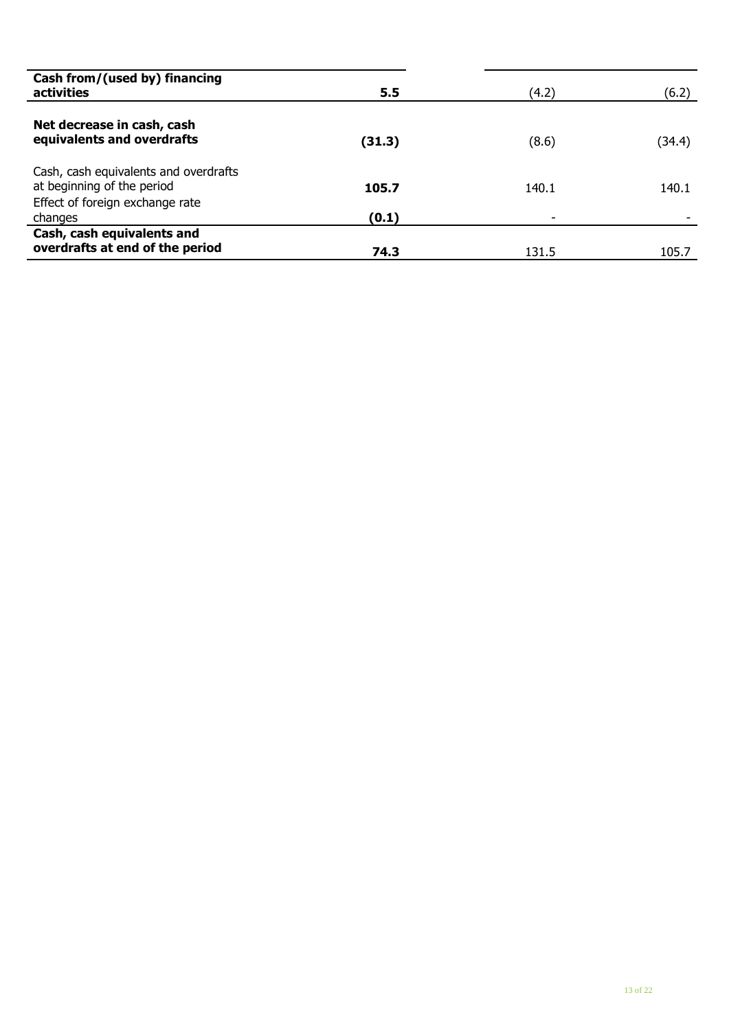| | | | |
|---|---|---|---|
| **Cash from/(used by) financing activities** | **5.5** | (4.2) | (6.2) |
| **Net decrease in cash, cash equivalents and overdrafts** | **(31.3)** | (8.6) | (34.4) |
| Cash, cash equivalents and overdrafts at beginning of the period | **105.7** | 140.1 | 140.1 |
| Effect of foreign exchange rate changes | **(0.1)** | - | - |
| **Cash, cash equivalents and overdrafts at end of the period** | **74.3** | 131.5 | 105.7 |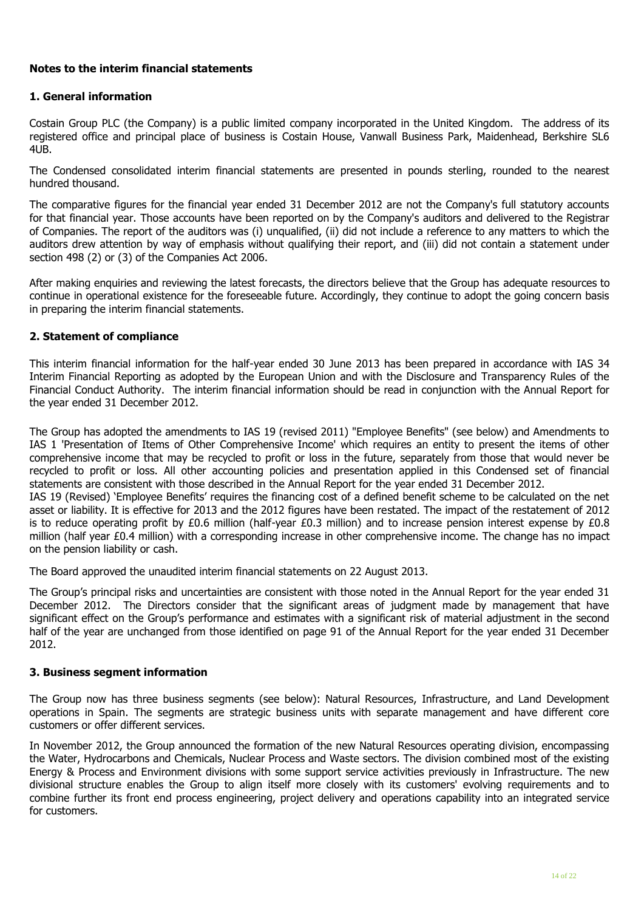## Notes to the interim financial statements

### 1. General information

Costain Group PLC (the Company) is a public limited company incorporated in the United Kingdom. The address of its registered office and principal place of business is Costain House, Vanwall Business Park, Maidenhead, Berkshire SL6 4UB.

The Condensed consolidated interim financial statements are presented in pounds sterling, rounded to the nearest hundred thousand.

The comparative figures for the financial year ended 31 December 2012 are not the Company's full statutory accounts for that financial year. Those accounts have been reported on by the Company's auditors and delivered to the Registrar of Companies. The report of the auditors was (i) unqualified, (ii) did not include a reference to any matters to which the auditors drew attention by way of emphasis without qualifying their report, and (iii) did not contain a statement under section 498 (2) or (3) of the Companies Act 2006.

After making enquiries and reviewing the latest forecasts, the directors believe that the Group has adequate resources to continue in operational existence for the foreseeable future. Accordingly, they continue to adopt the going concern basis in preparing the interim financial statements.

### 2. Statement of compliance

This interim financial information for the half-year ended 30 June 2013 has been prepared in accordance with IAS 34 Interim Financial Reporting as adopted by the European Union and with the Disclosure and Transparency Rules of the Financial Conduct Authority. The interim financial information should be read in conjunction with the Annual Report for the year ended 31 December 2012.

The Group has adopted the amendments to IAS 19 (revised 2011) "Employee Benefits" (see below) and Amendments to IAS 1 'Presentation of Items of Other Comprehensive Income' which requires an entity to present the items of other comprehensive income that may be recycled to profit or loss in the future, separately from those that would never be recycled to profit or loss. All other accounting policies and presentation applied in this Condensed set of financial statements are consistent with those described in the Annual Report for the year ended 31 December 2012.

IAS 19 (Revised) 'Employee Benefits' requires the financing cost of a defined benefit scheme to be calculated on the net asset or liability. It is effective for 2013 and the 2012 figures have been restated. The impact of the restatement of 2012 is to reduce operating profit by £0.6 million (half-year £0.3 million) and to increase pension interest expense by £0.8 million (half year £0.4 million) with a corresponding increase in other comprehensive income. The change has no impact on the pension liability or cash.

The Board approved the unaudited interim financial statements on 22 August 2013.

The Group's principal risks and uncertainties are consistent with those noted in the Annual Report for the year ended 31 December 2012. The Directors consider that the significant areas of judgment made by management that have significant effect on the Group's performance and estimates with a significant risk of material adjustment in the second half of the year are unchanged from those identified on page 91 of the Annual Report for the year ended 31 December 2012.

### 3. Business segment information

The Group now has three business segments (see below): Natural Resources, Infrastructure, and Land Development operations in Spain. The segments are strategic business units with separate management and have different core customers or offer different services.

In November 2012, the Group announced the formation of the new Natural Resources operating division, encompassing the Water, Hydrocarbons and Chemicals, Nuclear Process and Waste sectors. The division combined most of the existing Energy & Process and Environment divisions with some support service activities previously in Infrastructure. The new divisional structure enables the Group to align itself more closely with its customers' evolving requirements and to combine further its front end process engineering, project delivery and operations capability into an integrated service for customers.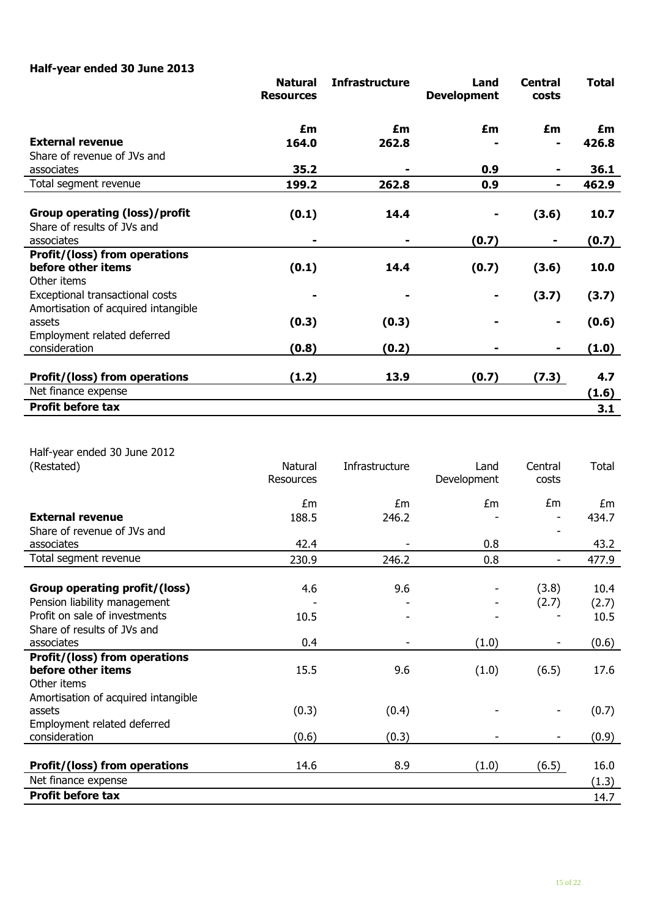**Half-year ended 30 June 2013**

| | **Natural Resources** | **Infrastructure** | **Land Development** | **Central costs** | **Total** |
|---|---|---|---|---|---|
| | **£m** | **£m** | **£m** | **£m** | **£m** |
| **External revenue** | **164.0** | **262.8** | **-** | **-** | **426.8** |
| Share of revenue of JVs and associates | **35.2** | **-** | **0.9** | **-** | **36.1** |
| Total segment revenue | **199.2** | **262.8** | **0.9** | **-** | **462.9** |
| **Group operating (loss)/profit** | **(0.1)** | **14.4** | **-** | **(3.6)** | **10.7** |
| Share of results of JVs and associates | **-** | **-** | **(0.7)** | **-** | **(0.7)** |
| **Profit/(loss) from operations before other items** | **(0.1)** | **14.4** | **(0.7)** | **(3.6)** | **10.0** |
| Other items | | | | | |
| Exceptional transactional costs | **-** | **-** | **-** | **(3.7)** | **(3.7)** |
| Amortisation of acquired intangible assets | **(0.3)** | **(0.3)** | **-** | **-** | **(0.6)** |
| Employment related deferred consideration | **(0.8)** | **(0.2)** | **-** | **-** | **(1.0)** |
| **Profit/(loss) from operations** | **(1.2)** | **13.9** | **(0.7)** | **(7.3)** | **4.7** |
| Net finance expense | | | | | **(1.6)** |
| **Profit before tax** | | | | | **3.1** |

Half-year ended 30 June 2012 (Restated)

| | Natural Resources | Infrastructure | Land Development | Central costs | Total |
|---|---|---|---|---|---|
| | £m | £m | £m | £m | £m |
| **External revenue** | 188.5 | 246.2 | - | - | 434.7 |
| Share of revenue of JVs and associates | 42.4 | - | 0.8 | - | 43.2 |
| Total segment revenue | 230.9 | 246.2 | 0.8 | - | 477.9 |
| **Group operating profit/(loss)** | 4.6 | 9.6 | - | (3.8) | 10.4 |
| Pension liability management | - | - | - | (2.7) | (2.7) |
| Profit on sale of investments | 10.5 | - | - | - | 10.5 |
| Share of results of JVs and associates | 0.4 | - | (1.0) | - | (0.6) |
| **Profit/(loss) from operations before other items** | 15.5 | 9.6 | (1.0) | (6.5) | 17.6 |
| Other items | | | | | |
| Amortisation of acquired intangible assets | (0.3) | (0.4) | - | - | (0.7) |
| Employment related deferred consideration | (0.6) | (0.3) | - | - | (0.9) |
| **Profit/(loss) from operations** | 14.6 | 8.9 | (1.0) | (6.5) | 16.0 |
| Net finance expense | | | | | (1.3) |
| **Profit before tax** | | | | | 14.7 |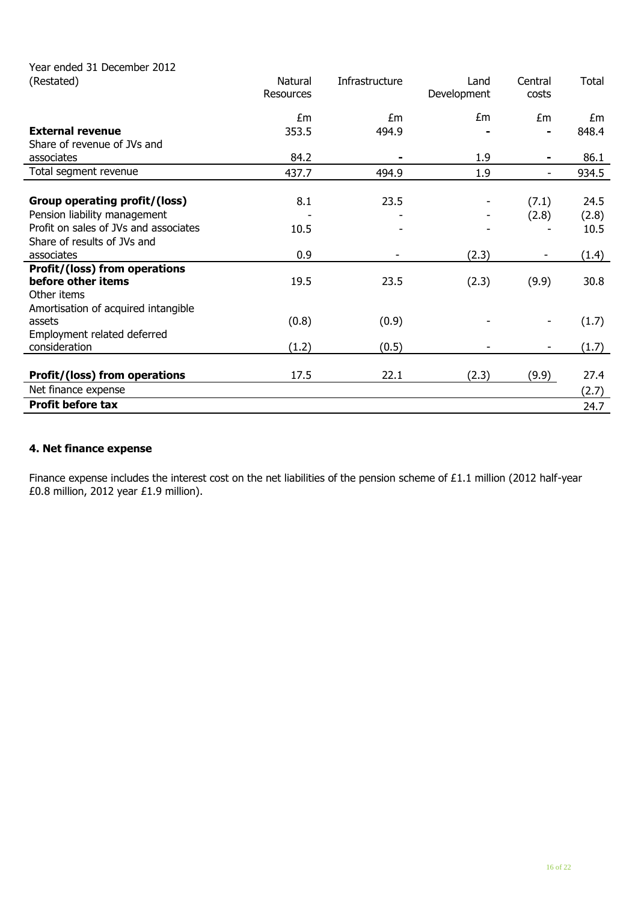| Year ended 31 December 2012 (Restated) | Natural Resources | Infrastructure | Land Development | Central costs | Total |
|---|---|---|---|---|---|
| | £m | £m | £m | £m | £m |
| **External revenue** | 353.5 | 494.9 | - | - | 848.4 |
| Share of revenue of JVs and associates | 84.2 | - | 1.9 | - | 86.1 |
| Total segment revenue | 437.7 | 494.9 | 1.9 | - | 934.5 |
| | | | | | |
| **Group operating profit/(loss)** | 8.1 | 23.5 | - | (7.1) | 24.5 |
| Pension liability management | - | - | - | (2.8) | (2.8) |
| Profit on sales of JVs and associates | 10.5 | - | - | - | 10.5 |
| Share of results of JVs and associates | 0.9 | - | (2.3) | - | (1.4) |
| **Profit/(loss) from operations before other items** | 19.5 | 23.5 | (2.3) | (9.9) | 30.8 |
| Other items | | | | | |
| Amortisation of acquired intangible assets | (0.8) | (0.9) | - | - | (1.7) |
| Employment related deferred consideration | (1.2) | (0.5) | - | - | (1.7) |
| | | | | | |
| **Profit/(loss) from operations** | 17.5 | 22.1 | (2.3) | (9.9) | 27.4 |
| Net finance expense | | | | | (2.7) |
| **Profit before tax** | | | | | 24.7 |

## 4. Net finance expense

Finance expense includes the interest cost on the net liabilities of the pension scheme of £1.1 million (2012 half-year £0.8 million, 2012 year £1.9 million).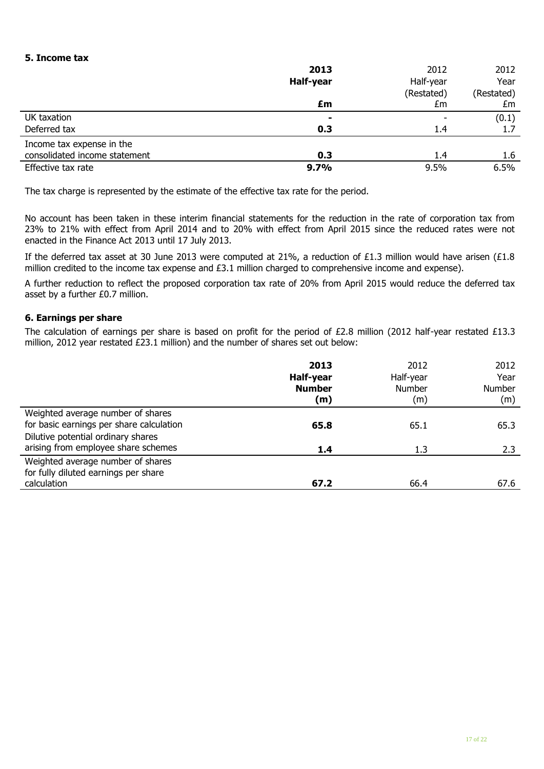### 5. Income tax

| | **2013 Half-year £m** | 2012 Half-year (Restated) £m | 2012 Year (Restated) £m |
|---|---|---|---|
| UK taxation | **-** | - | (0.1) |
| Deferred tax | **0.3** | 1.4 | 1.7 |
| Income tax expense in the consolidated income statement | **0.3** | 1.4 | 1.6 |
| Effective tax rate | **9.7%** | 9.5% | 6.5% |

The tax charge is represented by the estimate of the effective tax rate for the period.

No account has been taken in these interim financial statements for the reduction in the rate of corporation tax from 23% to 21% with effect from April 2014 and to 20% with effect from April 2015 since the reduced rates were not enacted in the Finance Act 2013 until 17 July 2013.

If the deferred tax asset at 30 June 2013 were computed at 21%, a reduction of £1.3 million would have arisen (£1.8 million credited to the income tax expense and £3.1 million charged to comprehensive income and expense).

A further reduction to reflect the proposed corporation tax rate of 20% from April 2015 would reduce the deferred tax asset by a further £0.7 million.

### 6. Earnings per share

The calculation of earnings per share is based on profit for the period of £2.8 million (2012 half-year restated £13.3 million, 2012 year restated £23.1 million) and the number of shares set out below:

| | **2013 Half-year Number (m)** | 2012 Half-year Number (m) | 2012 Year Number (m) |
|---|---|---|---|
| Weighted average number of shares for basic earnings per share calculation | **65.8** | 65.1 | 65.3 |
| Dilutive potential ordinary shares arising from employee share schemes | **1.4** | 1.3 | 2.3 |
| Weighted average number of shares for fully diluted earnings per share calculation | **67.2** | 66.4 | 67.6 |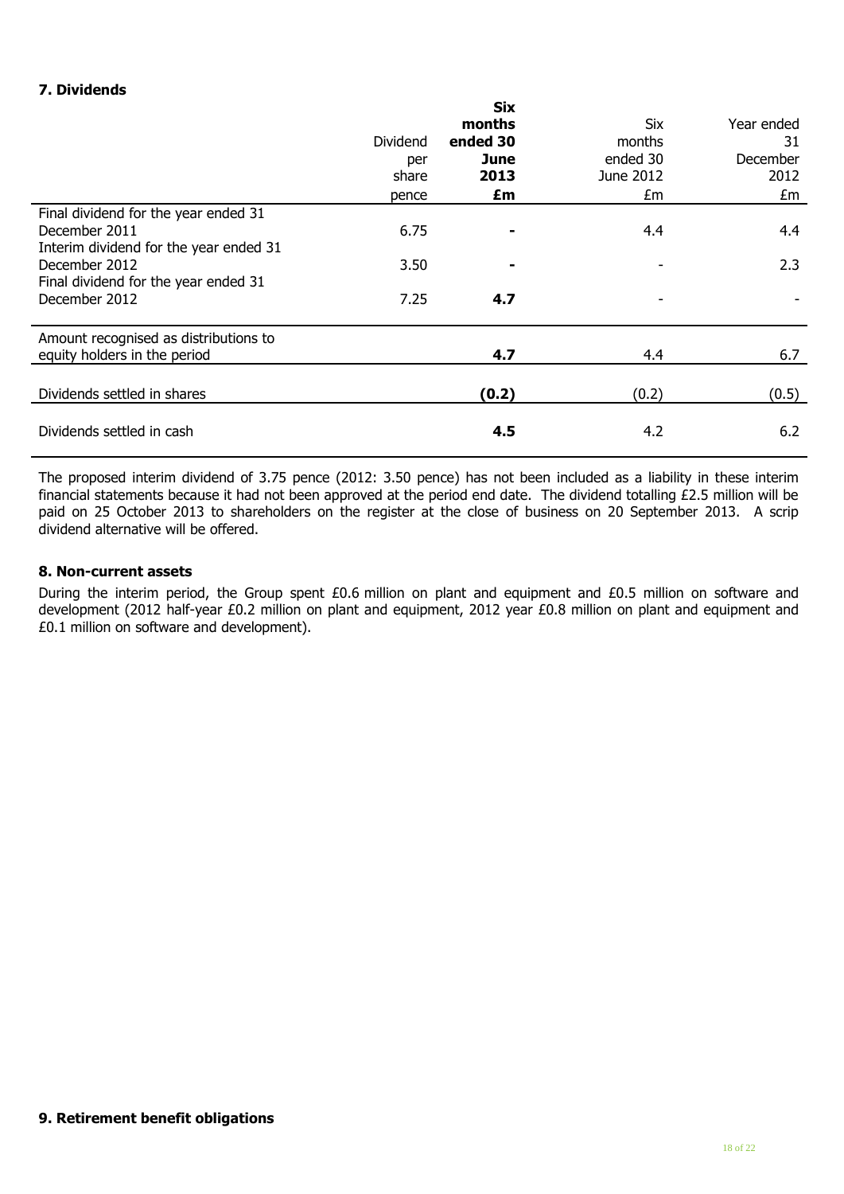## 7. Dividends

| | Dividend per share pence | **Six months ended 30 June 2013 £m** | Six months ended 30 June 2012 £m | Year ended 31 December 2012 £m |
|---|---|---|---|---|
| Final dividend for the year ended 31 December 2011 | 6.75 | **-** | 4.4 | 4.4 |
| Interim dividend for the year ended 31 December 2012 | 3.50 | **-** | - | 2.3 |
| Final dividend for the year ended 31 December 2012 | 7.25 | **4.7** | - | - |
| Amount recognised as distributions to equity holders in the period | | **4.7** | 4.4 | 6.7 |
| Dividends settled in shares | | **(0.2)** | (0.2) | (0.5) |
| Dividends settled in cash | | **4.5** | 4.2 | 6.2 |

The proposed interim dividend of 3.75 pence (2012: 3.50 pence) has not been included as a liability in these interim financial statements because it had not been approved at the period end date. The dividend totalling £2.5 million will be paid on 25 October 2013 to shareholders on the register at the close of business on 20 September 2013. A scrip dividend alternative will be offered.

## 8. Non-current assets

During the interim period, the Group spent £0.6 million on plant and equipment and £0.5 million on software and development (2012 half-year £0.2 million on plant and equipment, 2012 year £0.8 million on plant and equipment and £0.1 million on software and development).

## 9. Retirement benefit obligations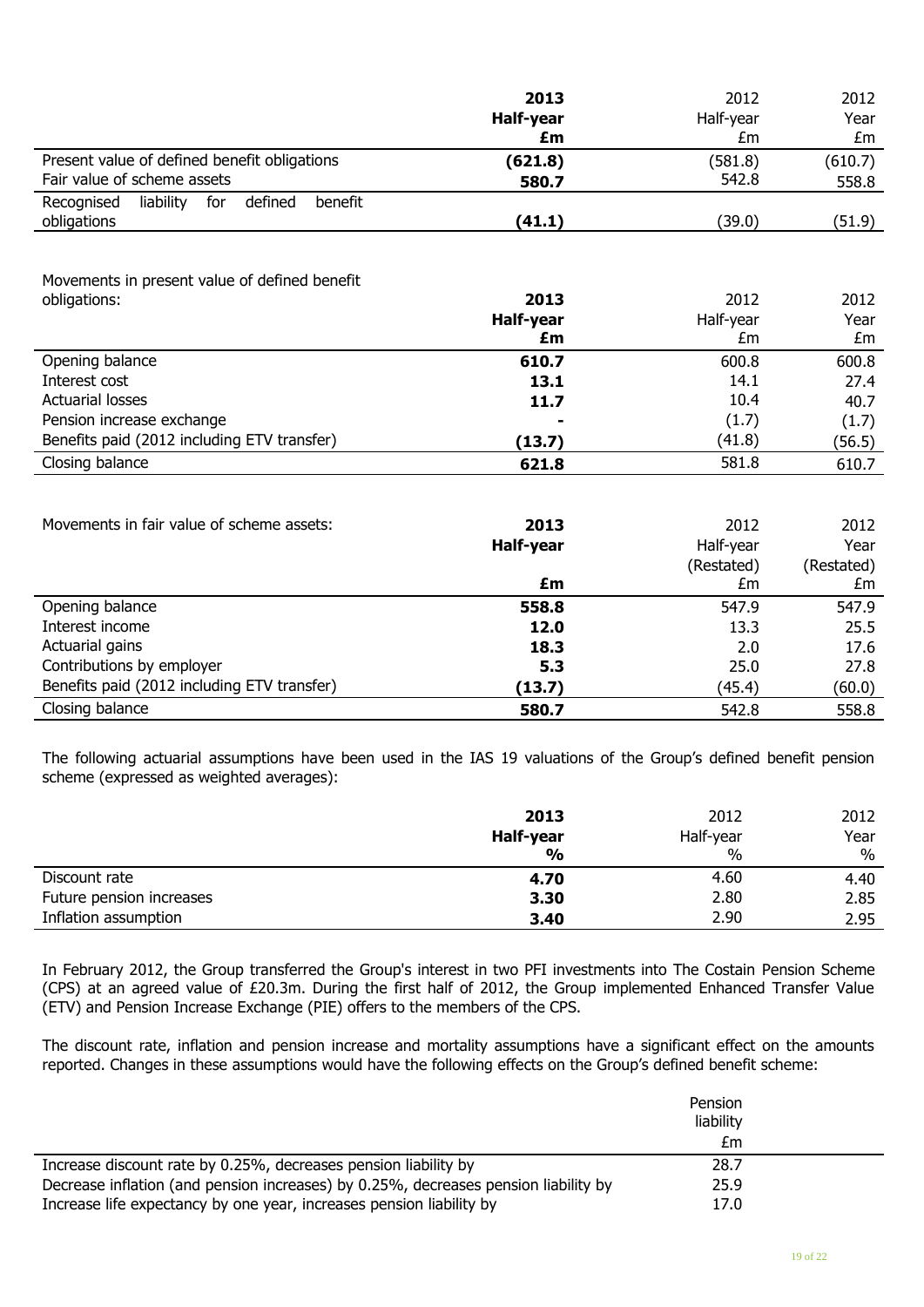| | 2013 Half-year £m | 2012 Half-year £m | 2012 Year £m |
|---|---|---|---|
| Present value of defined benefit obligations | **(621.8)** | (581.8) | (610.7) |
| Fair value of scheme assets | **580.7** | 542.8 | 558.8 |
| Recognised liability for defined benefit obligations | **(41.1)** | (39.0) | (51.9) |

| Movements in present value of defined benefit obligations: | 2013 Half-year £m | 2012 Half-year £m | 2012 Year £m |
|---|---|---|---|
| Opening balance | **610.7** | 600.8 | 600.8 |
| Interest cost | **13.1** | 14.1 | 27.4 |
| Actuarial losses | **11.7** | 10.4 | 40.7 |
| Pension increase exchange | **-** | (1.7) | (1.7) |
| Benefits paid (2012 including ETV transfer) | **(13.7)** | (41.8) | (56.5) |
| Closing balance | **621.8** | 581.8 | 610.7 |

| Movements in fair value of scheme assets: | 2013 Half-year £m | 2012 Half-year (Restated) £m | 2012 Year (Restated) £m |
|---|---|---|---|
| Opening balance | **558.8** | 547.9 | 547.9 |
| Interest income | **12.0** | 13.3 | 25.5 |
| Actuarial gains | **18.3** | 2.0 | 17.6 |
| Contributions by employer | **5.3** | 25.0 | 27.8 |
| Benefits paid (2012 including ETV transfer) | **(13.7)** | (45.4) | (60.0) |
| Closing balance | **580.7** | 542.8 | 558.8 |

The following actuarial assumptions have been used in the IAS 19 valuations of the Group's defined benefit pension scheme (expressed as weighted averages):

| | 2013 Half-year % | 2012 Half-year % | 2012 Year % |
|---|---|---|---|
| Discount rate | **4.70** | 4.60 | 4.40 |
| Future pension increases | **3.30** | 2.80 | 2.85 |
| Inflation assumption | **3.40** | 2.90 | 2.95 |

In February 2012, the Group transferred the Group's interest in two PFI investments into The Costain Pension Scheme (CPS) at an agreed value of £20.3m. During the first half of 2012, the Group implemented Enhanced Transfer Value (ETV) and Pension Increase Exchange (PIE) offers to the members of the CPS.

The discount rate, inflation and pension increase and mortality assumptions have a significant effect on the amounts reported. Changes in these assumptions would have the following effects on the Group's defined benefit scheme:

| | Pension liability £m |
|---|---|
| Increase discount rate by 0.25%, decreases pension liability by | 28.7 |
| Decrease inflation (and pension increases) by 0.25%, decreases pension liability by | 25.9 |
| Increase life expectancy by one year, increases pension liability by | 17.0 |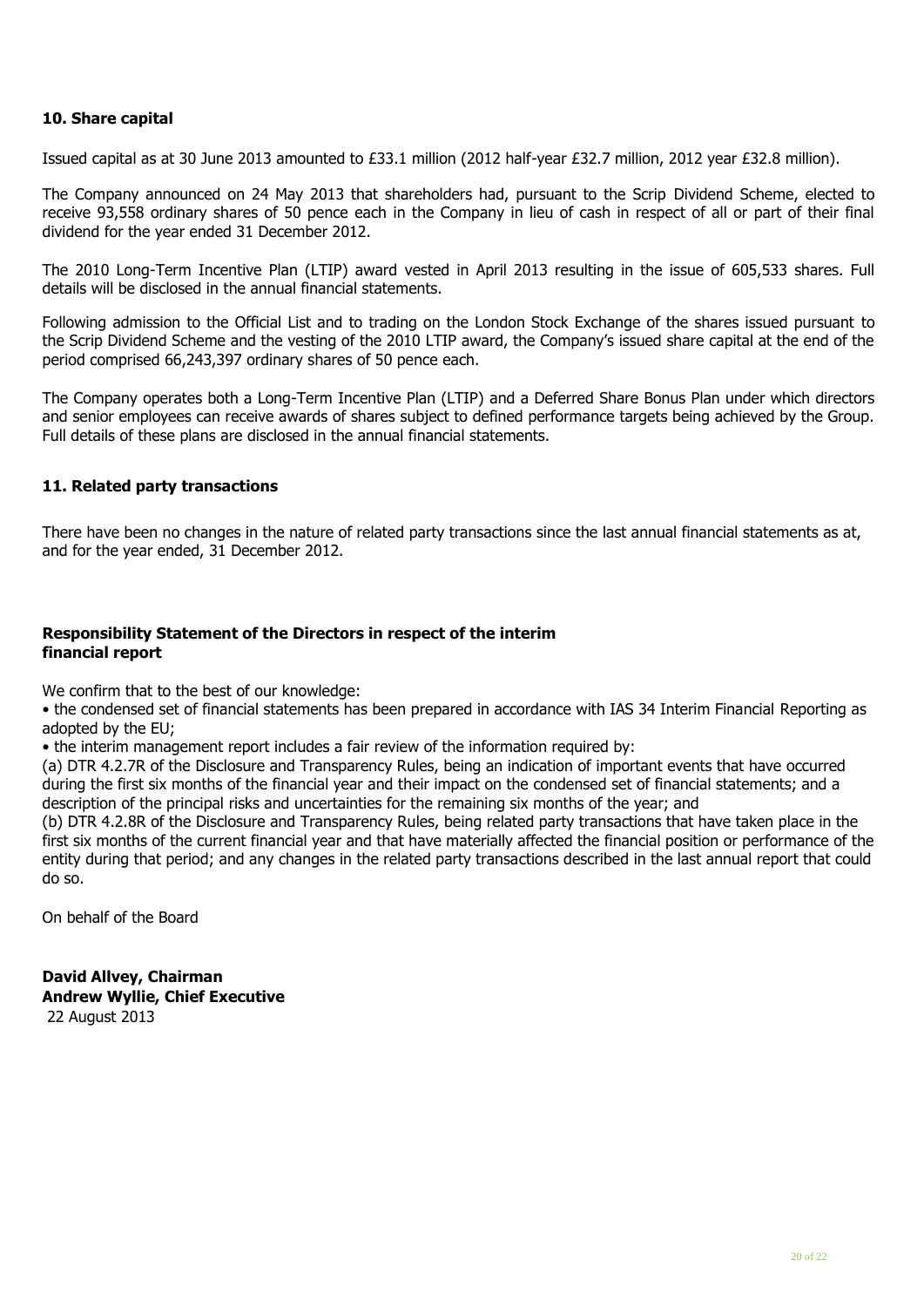## 10. Share capital

Issued capital as at 30 June 2013 amounted to £33.1 million (2012 half-year £32.7 million, 2012 year £32.8 million).

The Company announced on 24 May 2013 that shareholders had, pursuant to the Scrip Dividend Scheme, elected to receive 93,558 ordinary shares of 50 pence each in the Company in lieu of cash in respect of all or part of their final dividend for the year ended 31 December 2012.

The 2010 Long-Term Incentive Plan (LTIP) award vested in April 2013 resulting in the issue of 605,533 shares. Full details will be disclosed in the annual financial statements.

Following admission to the Official List and to trading on the London Stock Exchange of the shares issued pursuant to the Scrip Dividend Scheme and the vesting of the 2010 LTIP award, the Company's issued share capital at the end of the period comprised 66,243,397 ordinary shares of 50 pence each.

The Company operates both a Long-Term Incentive Plan (LTIP) and a Deferred Share Bonus Plan under which directors and senior employees can receive awards of shares subject to defined performance targets being achieved by the Group. Full details of these plans are disclosed in the annual financial statements.

## 11. Related party transactions

There have been no changes in the nature of related party transactions since the last annual financial statements as at, and for the year ended, 31 December 2012.

## Responsibility Statement of the Directors in respect of the interim financial report

We confirm that to the best of our knowledge:

- the condensed set of financial statements has been prepared in accordance with IAS 34 Interim Financial Reporting as adopted by the EU;
- the interim management report includes a fair review of the information required by:

(a) DTR 4.2.7R of the Disclosure and Transparency Rules, being an indication of important events that have occurred during the first six months of the financial year and their impact on the condensed set of financial statements; and a description of the principal risks and uncertainties for the remaining six months of the year; and

(b) DTR 4.2.8R of the Disclosure and Transparency Rules, being related party transactions that have taken place in the first six months of the current financial year and that have materially affected the financial position or performance of the entity during that period; and any changes in the related party transactions described in the last annual report that could do so.

On behalf of the Board

**David Allvey, Chairman**
**Andrew Wyllie, Chief Executive**
22 August 2013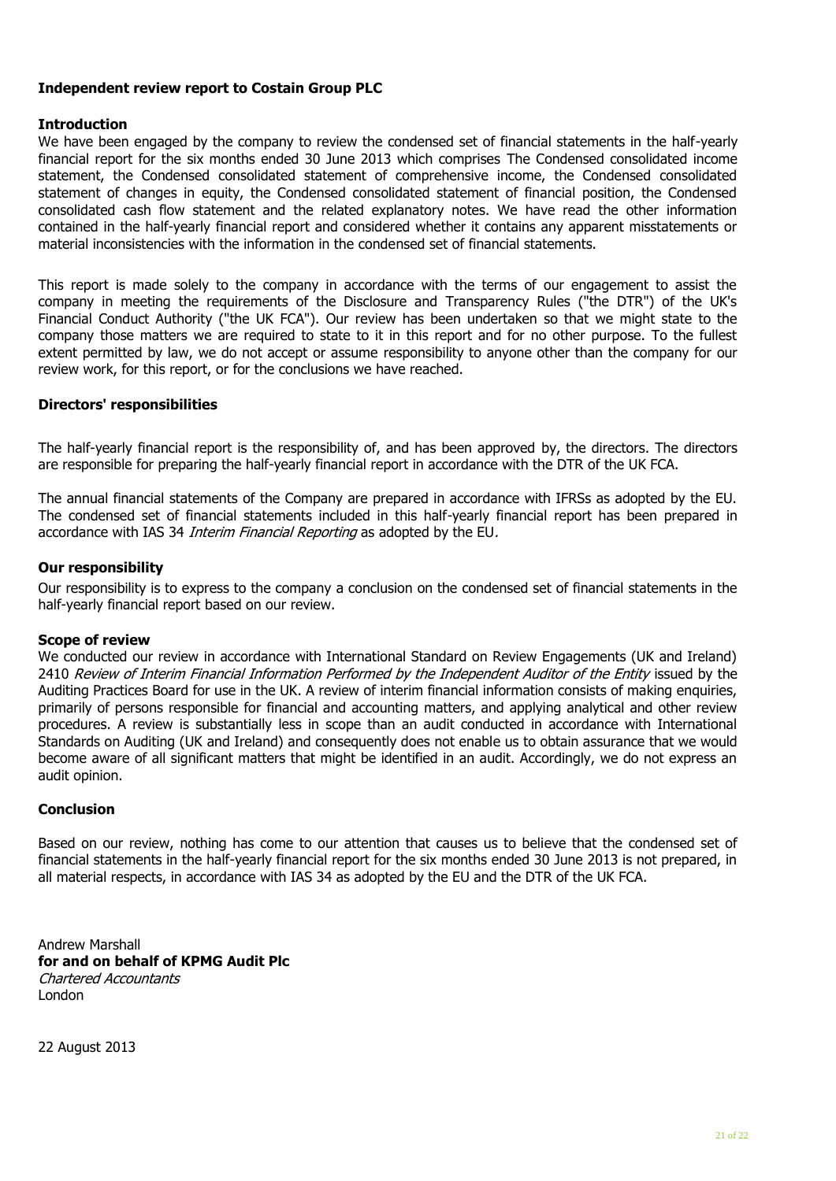## Independent review report to Costain Group PLC

### Introduction

We have been engaged by the company to review the condensed set of financial statements in the half-yearly financial report for the six months ended 30 June 2013 which comprises The Condensed consolidated income statement, the Condensed consolidated statement of comprehensive income, the Condensed consolidated statement of changes in equity, the Condensed consolidated statement of financial position, the Condensed consolidated cash flow statement and the related explanatory notes. We have read the other information contained in the half-yearly financial report and considered whether it contains any apparent misstatements or material inconsistencies with the information in the condensed set of financial statements.

This report is made solely to the company in accordance with the terms of our engagement to assist the company in meeting the requirements of the Disclosure and Transparency Rules ("the DTR") of the UK's Financial Conduct Authority ("the UK FCA"). Our review has been undertaken so that we might state to the company those matters we are required to state to it in this report and for no other purpose. To the fullest extent permitted by law, we do not accept or assume responsibility to anyone other than the company for our review work, for this report, or for the conclusions we have reached.

### Directors' responsibilities

The half-yearly financial report is the responsibility of, and has been approved by, the directors. The directors are responsible for preparing the half-yearly financial report in accordance with the DTR of the UK FCA.

The annual financial statements of the Company are prepared in accordance with IFRSs as adopted by the EU. The condensed set of financial statements included in this half-yearly financial report has been prepared in accordance with IAS 34 *Interim Financial Reporting* as adopted by the EU.

### Our responsibility

Our responsibility is to express to the company a conclusion on the condensed set of financial statements in the half-yearly financial report based on our review.

### Scope of review

We conducted our review in accordance with International Standard on Review Engagements (UK and Ireland) 2410 *Review of Interim Financial Information Performed by the Independent Auditor of the Entity* issued by the Auditing Practices Board for use in the UK. A review of interim financial information consists of making enquiries, primarily of persons responsible for financial and accounting matters, and applying analytical and other review procedures. A review is substantially less in scope than an audit conducted in accordance with International Standards on Auditing (UK and Ireland) and consequently does not enable us to obtain assurance that we would become aware of all significant matters that might be identified in an audit. Accordingly, we do not express an audit opinion.

### Conclusion

Based on our review, nothing has come to our attention that causes us to believe that the condensed set of financial statements in the half-yearly financial report for the six months ended 30 June 2013 is not prepared, in all material respects, in accordance with IAS 34 as adopted by the EU and the DTR of the UK FCA.

Andrew Marshall
**for and on behalf of KPMG Audit Plc**
*Chartered Accountants*
London

22 August 2013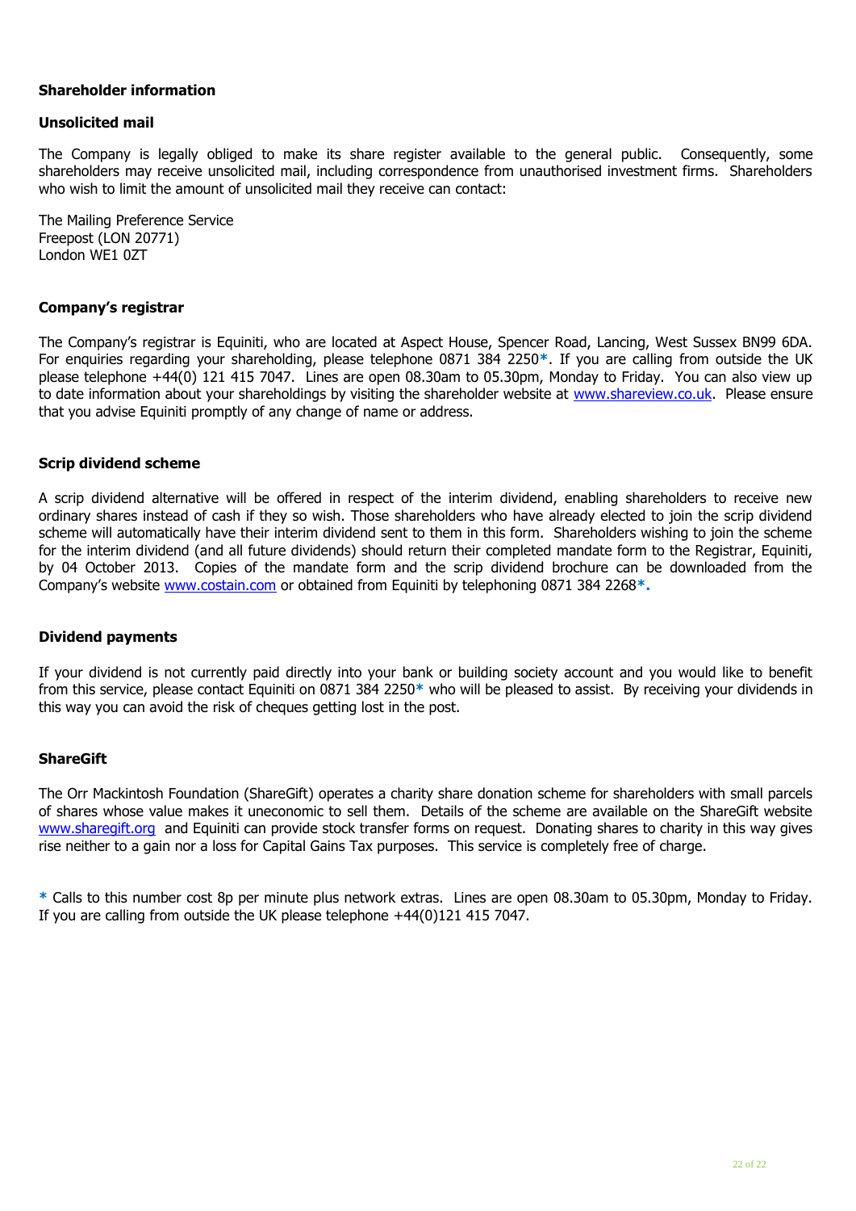## Shareholder information

### Unsolicited mail

The Company is legally obliged to make its share register available to the general public. Consequently, some shareholders may receive unsolicited mail, including correspondence from unauthorised investment firms. Shareholders who wish to limit the amount of unsolicited mail they receive can contact:

The Mailing Preference Service
Freepost (LON 20771)
London WE1 0ZT

### Company's registrar

The Company's registrar is Equiniti, who are located at Aspect House, Spencer Road, Lancing, West Sussex BN99 6DA. For enquiries regarding your shareholding, please telephone 0871 384 2250*. If you are calling from outside the UK please telephone +44(0) 121 415 7047. Lines are open 08.30am to 05.30pm, Monday to Friday. You can also view up to date information about your shareholdings by visiting the shareholder website at www.shareview.co.uk. Please ensure that you advise Equiniti promptly of any change of name or address.

### Scrip dividend scheme

A scrip dividend alternative will be offered in respect of the interim dividend, enabling shareholders to receive new ordinary shares instead of cash if they so wish. Those shareholders who have already elected to join the scrip dividend scheme will automatically have their interim dividend sent to them in this form. Shareholders wishing to join the scheme for the interim dividend (and all future dividends) should return their completed mandate form to the Registrar, Equiniti, by 04 October 2013. Copies of the mandate form and the scrip dividend brochure can be downloaded from the Company's website www.costain.com or obtained from Equiniti by telephoning 0871 384 2268*.

### Dividend payments

If your dividend is not currently paid directly into your bank or building society account and you would like to benefit from this service, please contact Equiniti on 0871 384 2250* who will be pleased to assist. By receiving your dividends in this way you can avoid the risk of cheques getting lost in the post.

### ShareGift

The Orr Mackintosh Foundation (ShareGift) operates a charity share donation scheme for shareholders with small parcels of shares whose value makes it uneconomic to sell them. Details of the scheme are available on the ShareGift website www.sharegift.org and Equiniti can provide stock transfer forms on request. Donating shares to charity in this way gives rise neither to a gain nor a loss for Capital Gains Tax purposes. This service is completely free of charge.

* Calls to this number cost 8p per minute plus network extras. Lines are open 08.30am to 05.30pm, Monday to Friday. If you are calling from outside the UK please telephone +44(0)121 415 7047.